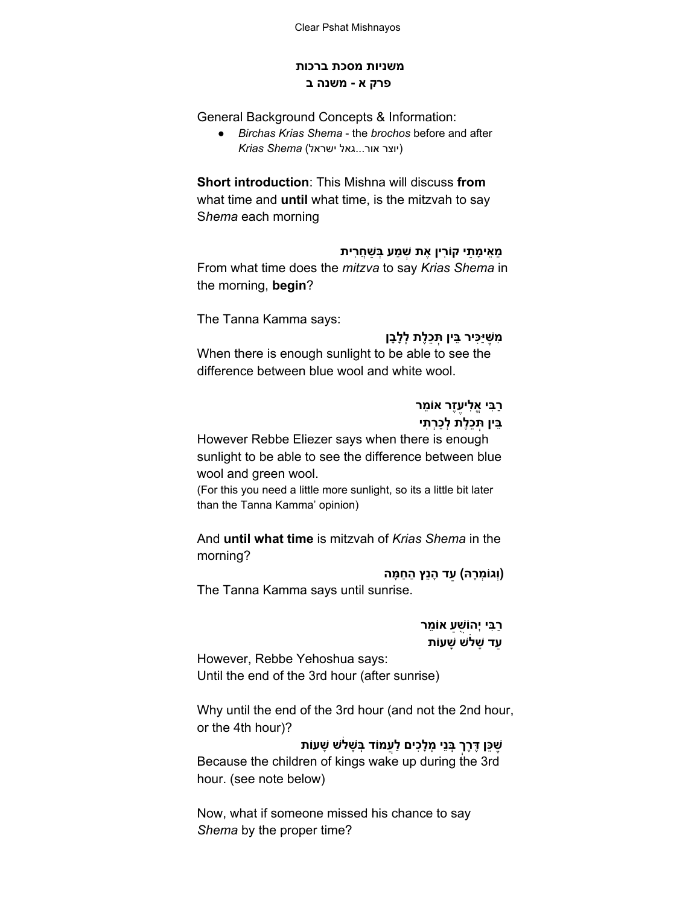## משניות מסכת ברכות
### פרק א - משנה ב

General Background Concepts & Information:

- *Birchas Krias Shema* - the *brochos* before and after *Krias Shema* (יוצר אור...גאל ישראל)

**Short introduction**: This Mishna will discuss **from** what time and **until** what time, is the mitzvah to say S*hema* each morning

**מֵאֵימָתַי קוֹרִין אֶת שְׁמַע בְּשַׁחֲרִית**

From what time does the *mitzva* to say *Krias Shema* in the morning, **begin**?

The Tanna Kamma says:

**מִשֶּׁיַּכִּיר בֵּין תְּכֵלֶת לְלָבָן**

When there is enough sunlight to be able to see the difference between blue wool and white wool.

**רַבִּי אֱלִיעֶזֶר אוֹמֵר**
**בֵּין תְּכֵלֶת לְכַרְתִּי**

However Rebbe Eliezer says when there is enough sunlight to be able to see the difference between blue wool and green wool.

(For this you need a little more sunlight, so its a little bit later than the Tanna Kamma' opinion)

And **until what time** is mitzvah of *Krias Shema* in the morning?

**(וְגוֹמְרָהּ) עַד הָנֵץ הַחַמָּה**

The Tanna Kamma says until sunrise.

**רַבִּי יְהוֹשֻׁעַ אוֹמֵר**
**עַד שָׁלֹשׁ שָׁעוֹת**

However, Rebbe Yehoshua says:
Until the end of the 3rd hour (after sunrise)

Why until the end of the 3rd hour (and not the 2nd hour, or the 4th hour)?

**שֶׁכֵּן דֶּרֶךְ בְּנֵי מְלָכִים לַעֲמוֹד בְּשָׁלֹשׁ שָׁעוֹת**

Because the children of kings wake up during the 3rd hour. (see note below)

Now, what if someone missed his chance to say *Shema* by the proper time?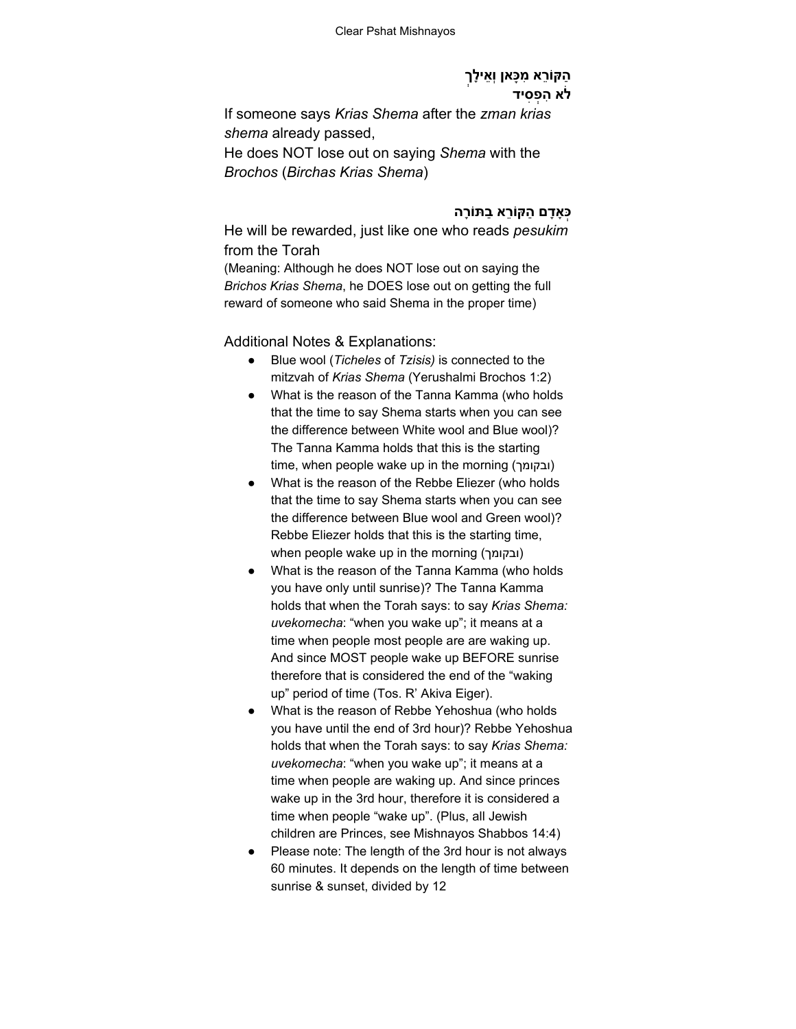**הַקּוֹרֵא מִכָּאן וְאֵילָךְ**
**לֹא הִפְסִיד**

If someone says *Krias Shema* after the *zman krias shema* already passed,
He does NOT lose out on saying *Shema* with the *Brochos* (*Birchas Krias Shema*)

**כְּאָדָם הַקּוֹרֵא בַתּוֹרָה**

He will be rewarded, just like one who reads *pesukim* from the Torah
(Meaning: Although he does NOT lose out on saying the *Brichos Krias Shema*, he DOES lose out on getting the full reward of someone who said Shema in the proper time)

Additional Notes & Explanations:

- Blue wool (*Ticheles* of *Tzisis)* is connected to the mitzvah of *Krias Shema* (Yerushalmi Brochos 1:2)
- What is the reason of the Tanna Kamma (who holds that the time to say Shema starts when you can see the difference between White wool and Blue wool)? The Tanna Kamma holds that this is the starting time, when people wake up in the morning (ובקומך)
- What is the reason of the Rebbe Eliezer (who holds that the time to say Shema starts when you can see the difference between Blue wool and Green wool)? Rebbe Eliezer holds that this is the starting time, when people wake up in the morning (ובקומך)
- What is the reason of the Tanna Kamma (who holds you have only until sunrise)? The Tanna Kamma holds that when the Torah says: to say *Krias Shema: uvekomecha*: "when you wake up"; it means at a time when people most people are are waking up. And since MOST people wake up BEFORE sunrise therefore that is considered the end of the "waking up" period of time (Tos. R' Akiva Eiger).
- What is the reason of Rebbe Yehoshua (who holds you have until the end of 3rd hour)? Rebbe Yehoshua holds that when the Torah says: to say *Krias Shema: uvekomecha*: "when you wake up"; it means at a time when people are waking up. And since princes wake up in the 3rd hour, therefore it is considered a time when people "wake up". (Plus, all Jewish children are Princes, see Mishnayos Shabbos 14:4)
- Please note: The length of the 3rd hour is not always 60 minutes. It depends on the length of time between sunrise & sunset, divided by 12